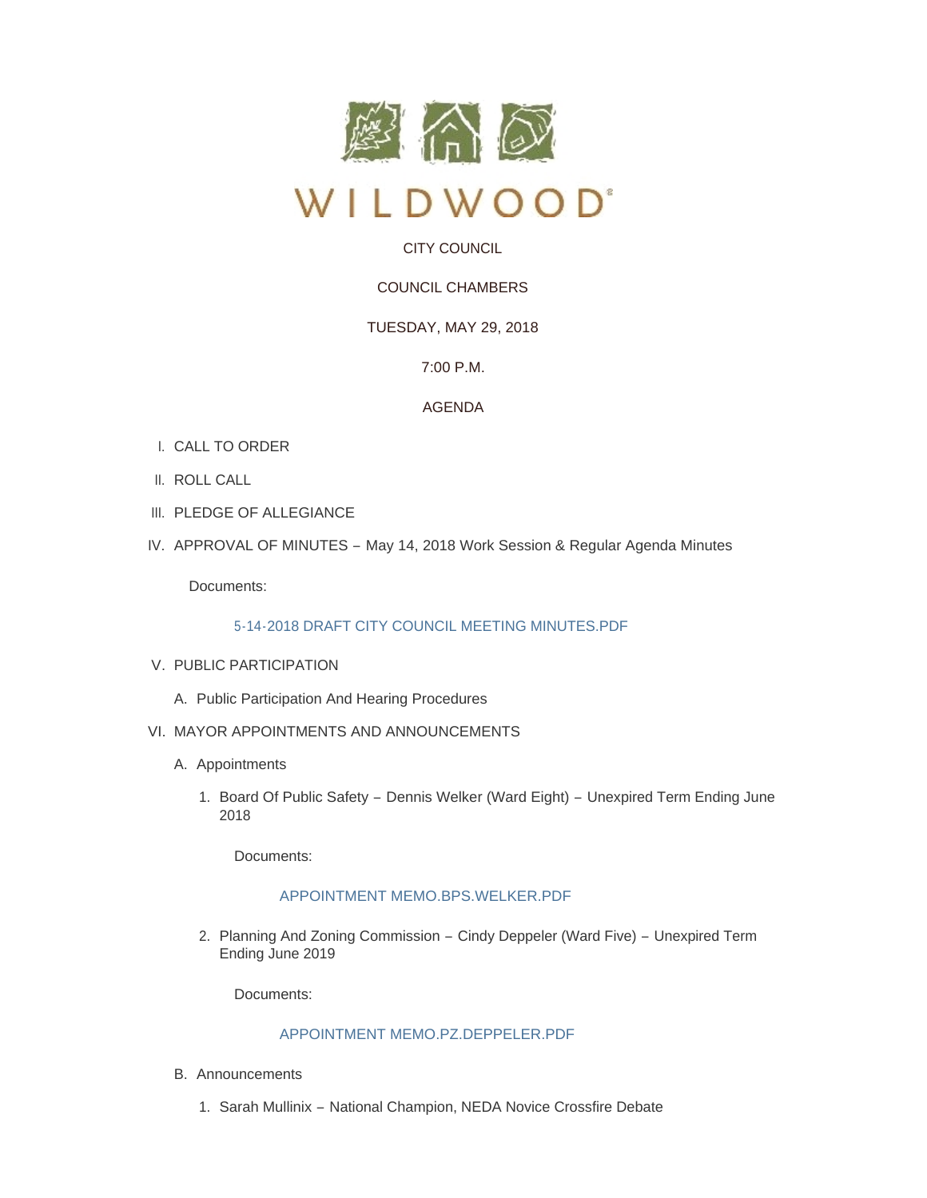# WILDWOOD

CITY COUNCIL

COUNCIL CHAMBERS

TUESDAY, MAY 29, 2018

7:00 P.M.

AGENDA

I. CALL TO ORDER

II. ROLL CALL

III. PLEDGE OF ALLEGIANCE

IV. APPROVAL OF MINUTES – May 14, 2018 Work Session & Regular Agenda Minutes

   Documents:

   5-14-2018 DRAFT CITY COUNCIL MEETING MINUTES.PDF

V. PUBLIC PARTICIPATION

   A. Public Participation And Hearing Procedures

VI. MAYOR APPOINTMENTS AND ANNOUNCEMENTS

   A. Appointments

      1. Board Of Public Safety – Dennis Welker (Ward Eight) – Unexpired Term Ending June 2018

         Documents:

         APPOINTMENT MEMO.BPS.WELKER.PDF

      2. Planning And Zoning Commission – Cindy Deppeler (Ward Five) – Unexpired Term Ending June 2019

         Documents:

         APPOINTMENT MEMO.PZ.DEPPELER.PDF

   B. Announcements

      1. Sarah Mullinix – National Champion, NEDA Novice Crossfire Debate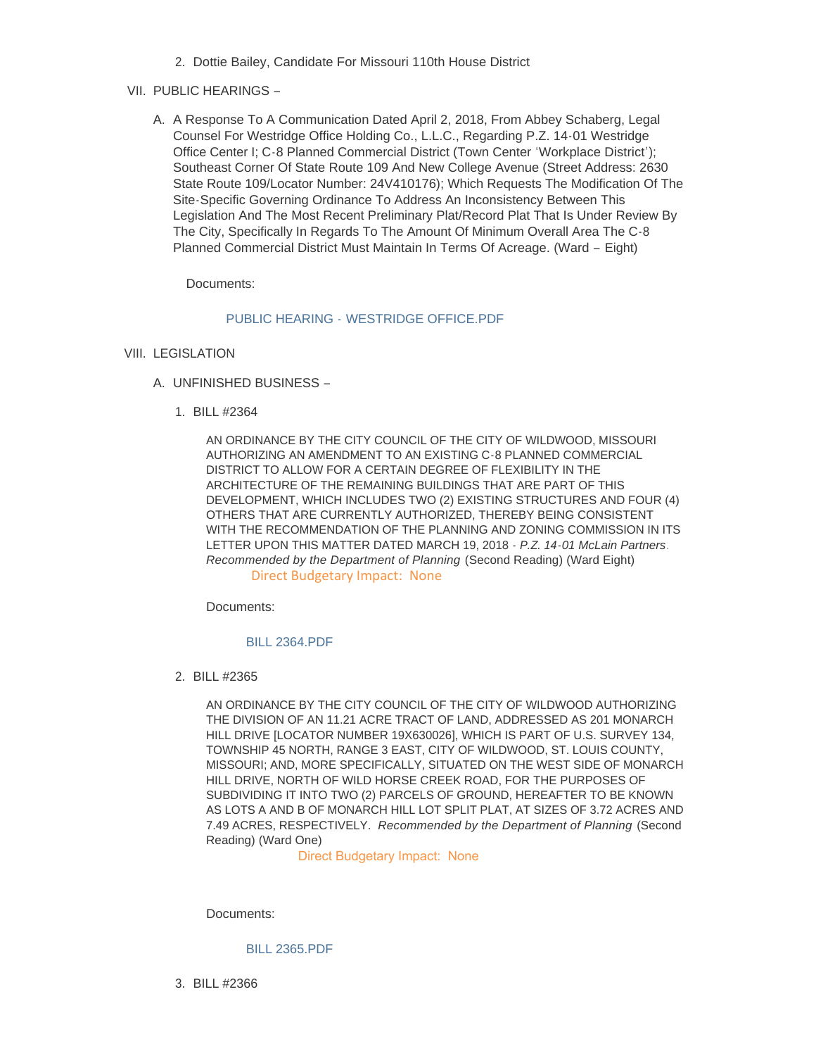2. Dottie Bailey, Candidate For Missouri 110th House District

VII. PUBLIC HEARINGS –

A. A Response To A Communication Dated April 2, 2018, From Abbey Schaberg, Legal Counsel For Westridge Office Holding Co., L.L.C., Regarding P.Z. 14-01 Westridge Office Center I; C-8 Planned Commercial District (Town Center 'Workplace District'); Southeast Corner Of State Route 109 And New College Avenue (Street Address: 2630 State Route 109/Locator Number: 24V410176); Which Requests The Modification Of The Site-Specific Governing Ordinance To Address An Inconsistency Between This Legislation And The Most Recent Preliminary Plat/Record Plat That Is Under Review By The City, Specifically In Regards To The Amount Of Minimum Overall Area The C-8 Planned Commercial District Must Maintain In Terms Of Acreage. (Ward – Eight)

Documents:

PUBLIC HEARING - WESTRIDGE OFFICE.PDF

VIII. LEGISLATION

A. UNFINISHED BUSINESS –

1. BILL #2364

AN ORDINANCE BY THE CITY COUNCIL OF THE CITY OF WILDWOOD, MISSOURI AUTHORIZING AN AMENDMENT TO AN EXISTING C-8 PLANNED COMMERCIAL DISTRICT TO ALLOW FOR A CERTAIN DEGREE OF FLEXIBILITY IN THE ARCHITECTURE OF THE REMAINING BUILDINGS THAT ARE PART OF THIS DEVELOPMENT, WHICH INCLUDES TWO (2) EXISTING STRUCTURES AND FOUR (4) OTHERS THAT ARE CURRENTLY AUTHORIZED, THEREBY BEING CONSISTENT WITH THE RECOMMENDATION OF THE PLANNING AND ZONING COMMISSION IN ITS LETTER UPON THIS MATTER DATED MARCH 19, 2018 - *P.Z. 14-01 McLain Partners*. *Recommended by the Department of Planning* (Second Reading) (Ward Eight)

Direct Budgetary Impact: None

Documents:

BILL 2364.PDF

2. BILL #2365

AN ORDINANCE BY THE CITY COUNCIL OF THE CITY OF WILDWOOD AUTHORIZING THE DIVISION OF AN 11.21 ACRE TRACT OF LAND, ADDRESSED AS 201 MONARCH HILL DRIVE [LOCATOR NUMBER 19X630026], WHICH IS PART OF U.S. SURVEY 134, TOWNSHIP 45 NORTH, RANGE 3 EAST, CITY OF WILDWOOD, ST. LOUIS COUNTY, MISSOURI; AND, MORE SPECIFICALLY, SITUATED ON THE WEST SIDE OF MONARCH HILL DRIVE, NORTH OF WILD HORSE CREEK ROAD, FOR THE PURPOSES OF SUBDIVIDING IT INTO TWO (2) PARCELS OF GROUND, HEREAFTER TO BE KNOWN AS LOTS A AND B OF MONARCH HILL LOT SPLIT PLAT, AT SIZES OF 3.72 ACRES AND 7.49 ACRES, RESPECTIVELY. *Recommended by the Department of Planning* (Second Reading) (Ward One)

Direct Budgetary Impact: None

Documents:

BILL 2365.PDF

3. BILL #2366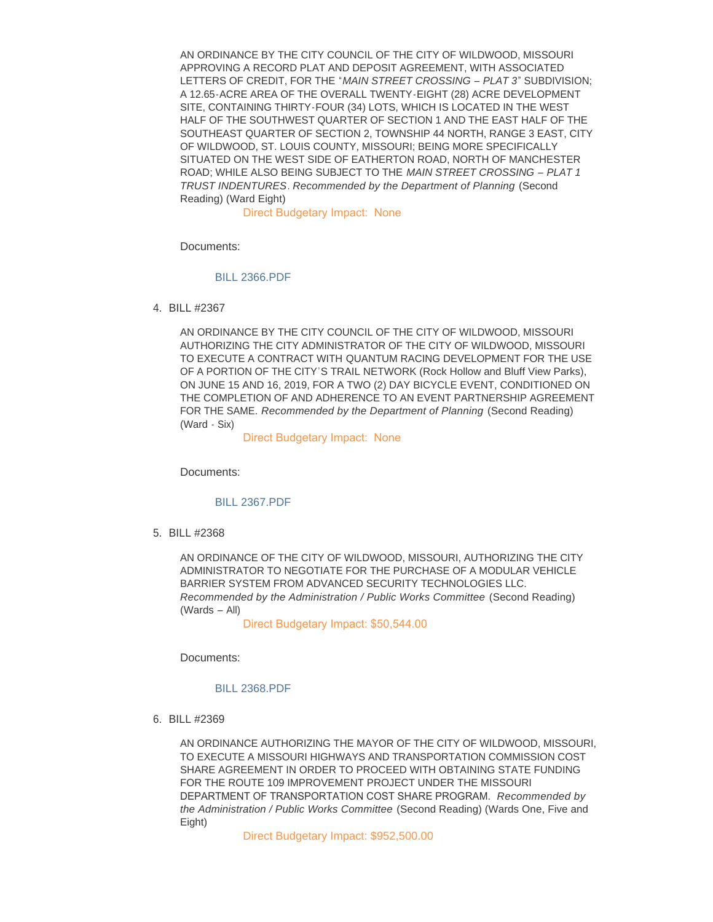AN ORDINANCE BY THE CITY COUNCIL OF THE CITY OF WILDWOOD, MISSOURI APPROVING A RECORD PLAT AND DEPOSIT AGREEMENT, WITH ASSOCIATED LETTERS OF CREDIT, FOR THE "*MAIN STREET CROSSING – PLAT 3*" SUBDIVISION; A 12.65-ACRE AREA OF THE OVERALL TWENTY-EIGHT (28) ACRE DEVELOPMENT SITE, CONTAINING THIRTY-FOUR (34) LOTS, WHICH IS LOCATED IN THE WEST HALF OF THE SOUTHWEST QUARTER OF SECTION 1 AND THE EAST HALF OF THE SOUTHEAST QUARTER OF SECTION 2, TOWNSHIP 44 NORTH, RANGE 3 EAST, CITY OF WILDWOOD, ST. LOUIS COUNTY, MISSOURI; BEING MORE SPECIFICALLY SITUATED ON THE WEST SIDE OF EATHERTON ROAD, NORTH OF MANCHESTER ROAD; WHILE ALSO BEING SUBJECT TO THE *MAIN STREET CROSSING – PLAT 1 TRUST INDENTURES*. *Recommended by the Department of Planning* (Second Reading) (Ward Eight)

Direct Budgetary Impact: None

Documents:

BILL 2366.PDF

4. BILL #2367

AN ORDINANCE BY THE CITY COUNCIL OF THE CITY OF WILDWOOD, MISSOURI AUTHORIZING THE CITY ADMINISTRATOR OF THE CITY OF WILDWOOD, MISSOURI TO EXECUTE A CONTRACT WITH QUANTUM RACING DEVELOPMENT FOR THE USE OF A PORTION OF THE CITY'S TRAIL NETWORK (Rock Hollow and Bluff View Parks), ON JUNE 15 AND 16, 2019, FOR A TWO (2) DAY BICYCLE EVENT, CONDITIONED ON THE COMPLETION OF AND ADHERENCE TO AN EVENT PARTNERSHIP AGREEMENT FOR THE SAME. *Recommended by the Department of Planning* (Second Reading) (Ward - Six)

Direct Budgetary Impact: None

Documents:

BILL 2367.PDF

5. BILL #2368

AN ORDINANCE OF THE CITY OF WILDWOOD, MISSOURI, AUTHORIZING THE CITY ADMINISTRATOR TO NEGOTIATE FOR THE PURCHASE OF A MODULAR VEHICLE BARRIER SYSTEM FROM ADVANCED SECURITY TECHNOLOGIES LLC. *Recommended by the Administration / Public Works Committee* (Second Reading) (Wards – All)

Direct Budgetary Impact: $50,544.00

Documents:

BILL 2368.PDF

6. BILL #2369

AN ORDINANCE AUTHORIZING THE MAYOR OF THE CITY OF WILDWOOD, MISSOURI, TO EXECUTE A MISSOURI HIGHWAYS AND TRANSPORTATION COMMISSION COST SHARE AGREEMENT IN ORDER TO PROCEED WITH OBTAINING STATE FUNDING FOR THE ROUTE 109 IMPROVEMENT PROJECT UNDER THE MISSOURI DEPARTMENT OF TRANSPORTATION COST SHARE PROGRAM. *Recommended by the Administration / Public Works Committee* (Second Reading) (Wards One, Five and Eight)

Direct Budgetary Impact: $952,500.00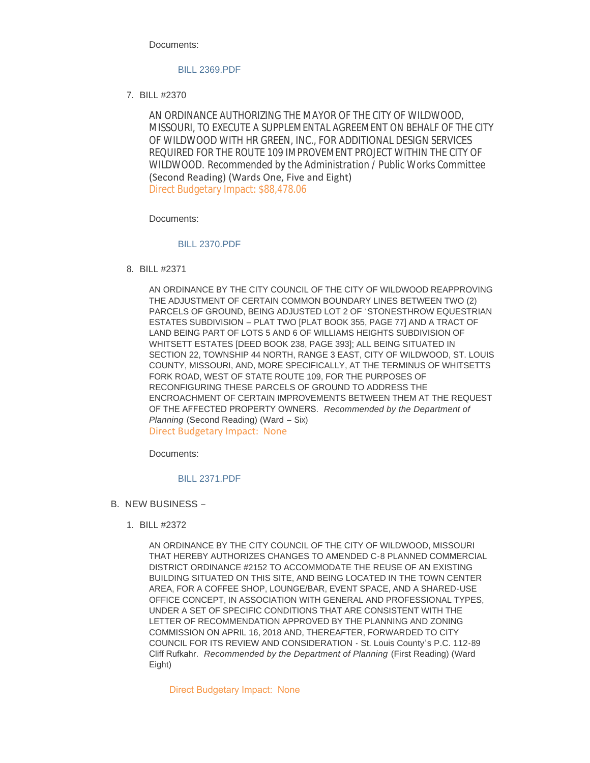Documents:

BILL 2369.PDF

7. BILL #2370

AN ORDINANCE AUTHORIZING THE MAYOR OF THE CITY OF WILDWOOD, MISSOURI, TO EXECUTE A SUPPLEMENTAL AGREEMENT ON BEHALF OF THE CITY OF WILDWOOD WITH HR GREEN, INC., FOR ADDITIONAL DESIGN SERVICES REQUIRED FOR THE ROUTE 109 IMPROVEMENT PROJECT WITHIN THE CITY OF WILDWOOD. Recommended by the Administration / Public Works Committee (Second Reading) (Wards One, Five and Eight)
Direct Budgetary Impact: $88,478.06

Documents:

BILL 2370.PDF

8. BILL #2371

AN ORDINANCE BY THE CITY COUNCIL OF THE CITY OF WILDWOOD REAPPROVING THE ADJUSTMENT OF CERTAIN COMMON BOUNDARY LINES BETWEEN TWO (2) PARCELS OF GROUND, BEING ADJUSTED LOT 2 OF 'STONESTHROW EQUESTRIAN ESTATES SUBDIVISION – PLAT TWO [PLAT BOOK 355, PAGE 77] AND A TRACT OF LAND BEING PART OF LOTS 5 AND 6 OF WILLIAMS HEIGHTS SUBDIVISION OF WHITSETT ESTATES [DEED BOOK 238, PAGE 393]; ALL BEING SITUATED IN SECTION 22, TOWNSHIP 44 NORTH, RANGE 3 EAST, CITY OF WILDWOOD, ST. LOUIS COUNTY, MISSOURI, AND, MORE SPECIFICALLY, AT THE TERMINUS OF WHITSETTS FORK ROAD, WEST OF STATE ROUTE 109, FOR THE PURPOSES OF RECONFIGURING THESE PARCELS OF GROUND TO ADDRESS THE ENCROACHMENT OF CERTAIN IMPROVEMENTS BETWEEN THEM AT THE REQUEST OF THE AFFECTED PROPERTY OWNERS. *Recommended by the Department of Planning* (Second Reading) (Ward – Six)
Direct Budgetary Impact: None

Documents:

BILL 2371.PDF

B. NEW BUSINESS –

1. BILL #2372

AN ORDINANCE BY THE CITY COUNCIL OF THE CITY OF WILDWOOD, MISSOURI THAT HEREBY AUTHORIZES CHANGES TO AMENDED C-8 PLANNED COMMERCIAL DISTRICT ORDINANCE #2152 TO ACCOMMODATE THE REUSE OF AN EXISTING BUILDING SITUATED ON THIS SITE, AND BEING LOCATED IN THE TOWN CENTER AREA, FOR A COFFEE SHOP, LOUNGE/BAR, EVENT SPACE, AND A SHARED-USE OFFICE CONCEPT, IN ASSOCIATION WITH GENERAL AND PROFESSIONAL TYPES, UNDER A SET OF SPECIFIC CONDITIONS THAT ARE CONSISTENT WITH THE LETTER OF RECOMMENDATION APPROVED BY THE PLANNING AND ZONING COMMISSION ON APRIL 16, 2018 AND, THEREAFTER, FORWARDED TO CITY COUNCIL FOR ITS REVIEW AND CONSIDERATION - St. Louis County's P.C. 112-89 Cliff Rufkahr. *Recommended by the Department of Planning* (First Reading) (Ward Eight)

Direct Budgetary Impact: None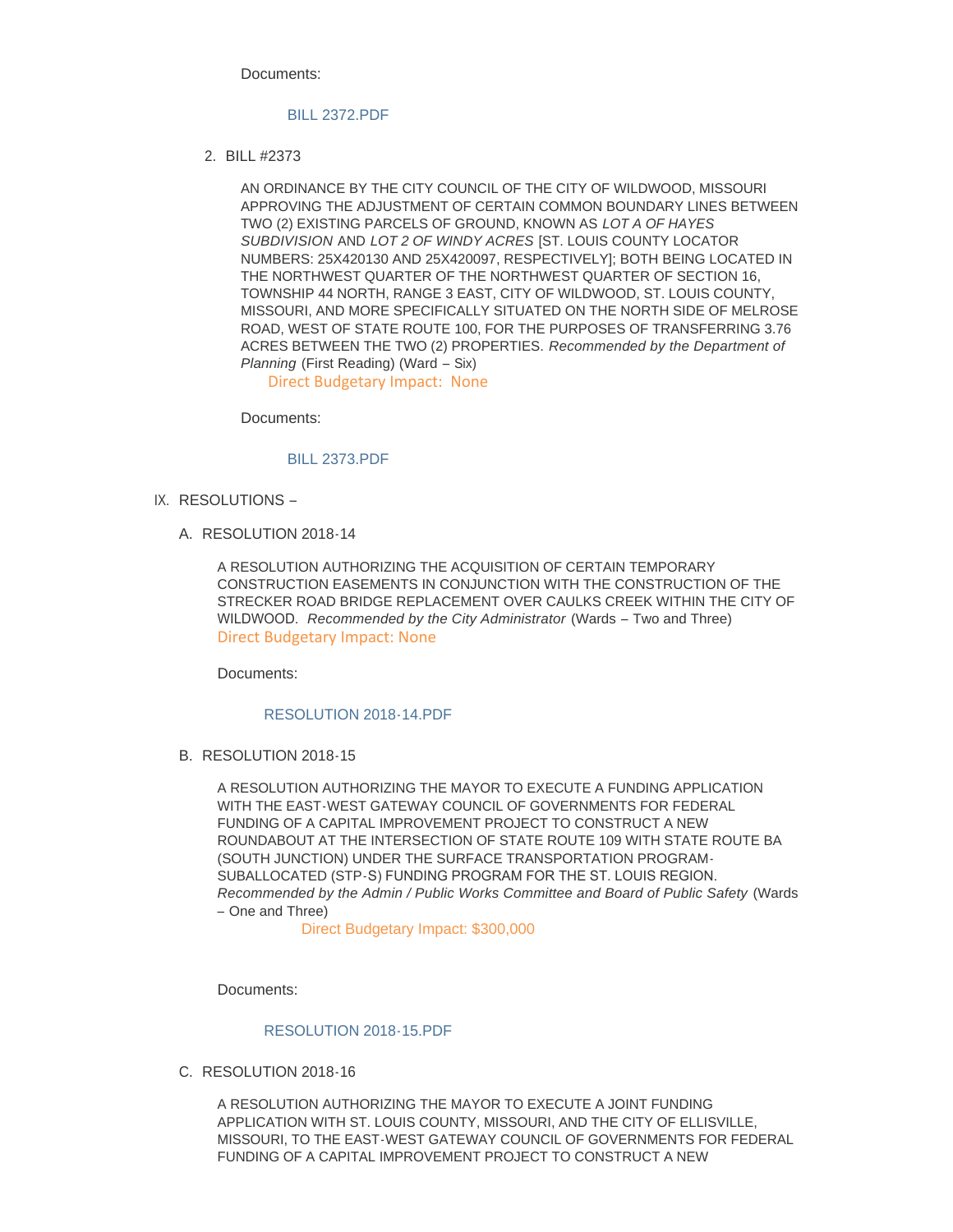Documents:

BILL 2372.PDF

2. BILL #2373

AN ORDINANCE BY THE CITY COUNCIL OF THE CITY OF WILDWOOD, MISSOURI APPROVING THE ADJUSTMENT OF CERTAIN COMMON BOUNDARY LINES BETWEEN TWO (2) EXISTING PARCELS OF GROUND, KNOWN AS *LOT A OF HAYES SUBDIVISION* AND *LOT 2 OF WINDY ACRES* [ST. LOUIS COUNTY LOCATOR NUMBERS: 25X420130 AND 25X420097, RESPECTIVELY]; BOTH BEING LOCATED IN THE NORTHWEST QUARTER OF THE NORTHWEST QUARTER OF SECTION 16, TOWNSHIP 44 NORTH, RANGE 3 EAST, CITY OF WILDWOOD, ST. LOUIS COUNTY, MISSOURI, AND MORE SPECIFICALLY SITUATED ON THE NORTH SIDE OF MELROSE ROAD, WEST OF STATE ROUTE 100, FOR THE PURPOSES OF TRANSFERRING 3.76 ACRES BETWEEN THE TWO (2) PROPERTIES. *Recommended by the Department of Planning* (First Reading) (Ward – Six)
Direct Budgetary Impact: None

Documents:

BILL 2373.PDF

IX. RESOLUTIONS –

A. RESOLUTION 2018-14

A RESOLUTION AUTHORIZING THE ACQUISITION OF CERTAIN TEMPORARY CONSTRUCTION EASEMENTS IN CONJUNCTION WITH THE CONSTRUCTION OF THE STRECKER ROAD BRIDGE REPLACEMENT OVER CAULKS CREEK WITHIN THE CITY OF WILDWOOD. *Recommended by the City Administrator* (Wards – Two and Three)
Direct Budgetary Impact: None

Documents:

RESOLUTION 2018-14.PDF

B. RESOLUTION 2018-15

A RESOLUTION AUTHORIZING THE MAYOR TO EXECUTE A FUNDING APPLICATION WITH THE EAST-WEST GATEWAY COUNCIL OF GOVERNMENTS FOR FEDERAL FUNDING OF A CAPITAL IMPROVEMENT PROJECT TO CONSTRUCT A NEW ROUNDABOUT AT THE INTERSECTION OF STATE ROUTE 109 WITH STATE ROUTE BA (SOUTH JUNCTION) UNDER THE SURFACE TRANSPORTATION PROGRAM-SUBALLOCATED (STP-S) FUNDING PROGRAM FOR THE ST. LOUIS REGION. *Recommended by the Admin / Public Works Committee and Board of Public Safety* (Wards – One and Three)
Direct Budgetary Impact: $300,000

Documents:

RESOLUTION 2018-15.PDF

C. RESOLUTION 2018-16

A RESOLUTION AUTHORIZING THE MAYOR TO EXECUTE A JOINT FUNDING APPLICATION WITH ST. LOUIS COUNTY, MISSOURI, AND THE CITY OF ELLISVILLE, MISSOURI, TO THE EAST-WEST GATEWAY COUNCIL OF GOVERNMENTS FOR FEDERAL FUNDING OF A CAPITAL IMPROVEMENT PROJECT TO CONSTRUCT A NEW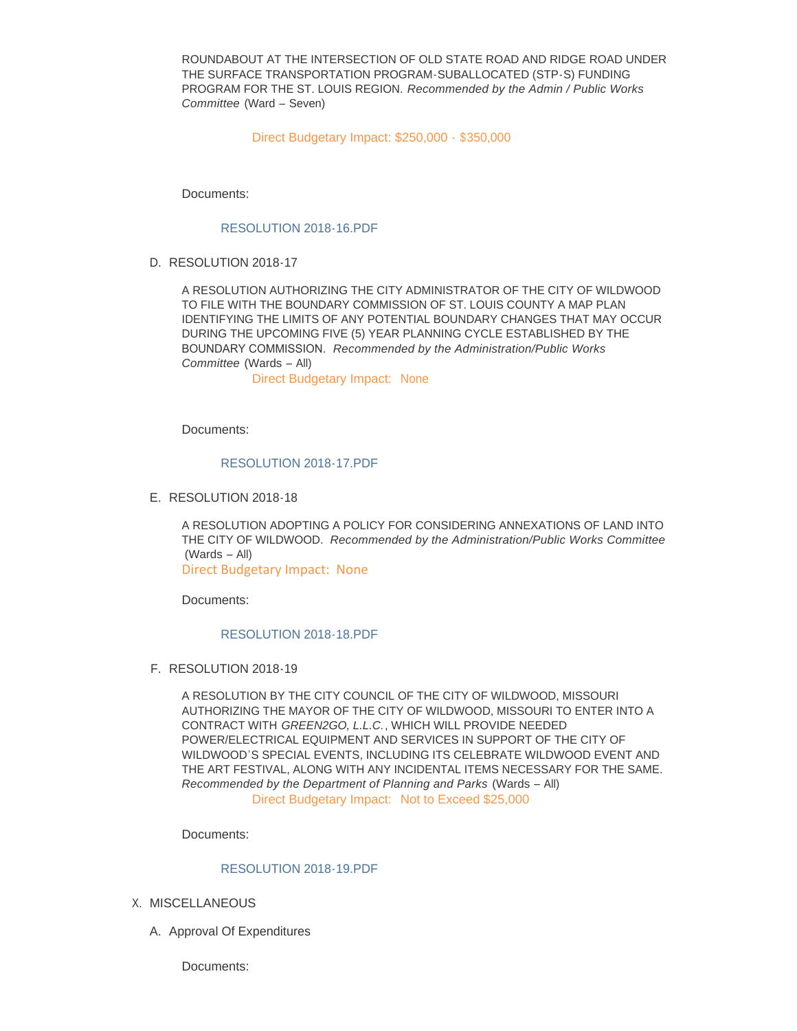ROUNDABOUT AT THE INTERSECTION OF OLD STATE ROAD AND RIDGE ROAD UNDER THE SURFACE TRANSPORTATION PROGRAM-SUBALLOCATED (STP-S) FUNDING PROGRAM FOR THE ST. LOUIS REGION. *Recommended by the Admin / Public Works Committee* (Ward – Seven)

Direct Budgetary Impact: $250,000 - $350,000

Documents:

RESOLUTION 2018-16.PDF

D. RESOLUTION 2018-17

A RESOLUTION AUTHORIZING THE CITY ADMINISTRATOR OF THE CITY OF WILDWOOD TO FILE WITH THE BOUNDARY COMMISSION OF ST. LOUIS COUNTY A MAP PLAN IDENTIFYING THE LIMITS OF ANY POTENTIAL BOUNDARY CHANGES THAT MAY OCCUR DURING THE UPCOMING FIVE (5) YEAR PLANNING CYCLE ESTABLISHED BY THE BOUNDARY COMMISSION. *Recommended by the Administration/Public Works Committee* (Wards – All)

Direct Budgetary Impact: None

Documents:

RESOLUTION 2018-17.PDF

E. RESOLUTION 2018-18

A RESOLUTION ADOPTING A POLICY FOR CONSIDERING ANNEXATIONS OF LAND INTO THE CITY OF WILDWOOD. *Recommended by the Administration/Public Works Committee* (Wards – All)

Direct Budgetary Impact: None

Documents:

RESOLUTION 2018-18.PDF

F. RESOLUTION 2018-19

A RESOLUTION BY THE CITY COUNCIL OF THE CITY OF WILDWOOD, MISSOURI AUTHORIZING THE MAYOR OF THE CITY OF WILDWOOD, MISSOURI TO ENTER INTO A CONTRACT WITH *GREEN2GO, L.L.C.*, WHICH WILL PROVIDE NEEDED POWER/ELECTRICAL EQUIPMENT AND SERVICES IN SUPPORT OF THE CITY OF WILDWOOD'S SPECIAL EVENTS, INCLUDING ITS CELEBRATE WILDWOOD EVENT AND THE ART FESTIVAL, ALONG WITH ANY INCIDENTAL ITEMS NECESSARY FOR THE SAME. *Recommended by the Department of Planning and Parks* (Wards – All)

Direct Budgetary Impact: Not to Exceed $25,000

Documents:

RESOLUTION 2018-19.PDF

X. MISCELLANEOUS

A. Approval Of Expenditures

Documents: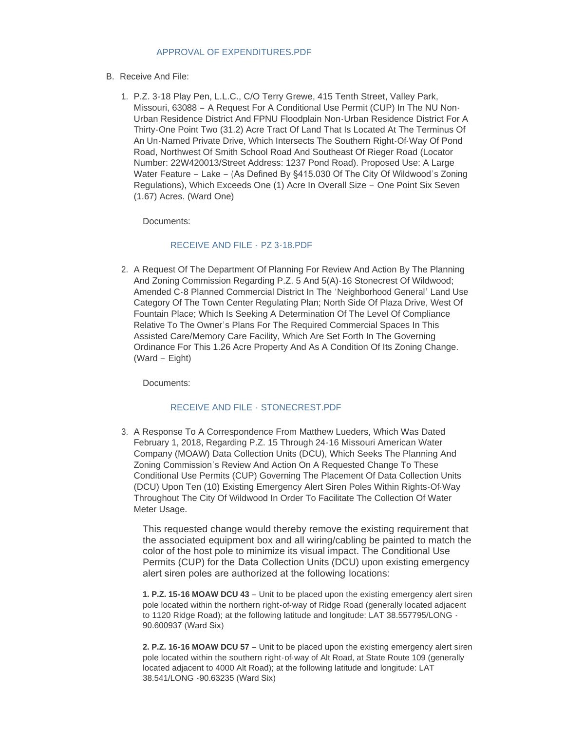APPROVAL OF EXPENDITURES.PDF

B. Receive And File:

1. P.Z. 3-18 Play Pen, L.L.C., C/O Terry Grewe, 415 Tenth Street, Valley Park, Missouri, 63088 – A Request For A Conditional Use Permit (CUP) In The NU Non-Urban Residence District And FPNU Floodplain Non-Urban Residence District For A Thirty-One Point Two (31.2) Acre Tract Of Land That Is Located At The Terminus Of An Un-Named Private Drive, Which Intersects The Southern Right-Of-Way Of Pond Road, Northwest Of Smith School Road And Southeast Of Rieger Road (Locator Number: 22W420013/Street Address: 1237 Pond Road). Proposed Use: A Large Water Feature – Lake – (As Defined By §415.030 Of The City Of Wildwood's Zoning Regulations), Which Exceeds One (1) Acre In Overall Size – One Point Six Seven (1.67) Acres. (Ward One)

   Documents:

   RECEIVE AND FILE - PZ 3-18.PDF

2. A Request Of The Department Of Planning For Review And Action By The Planning And Zoning Commission Regarding P.Z. 5 And 5(A)-16 Stonecrest Of Wildwood; Amended C-8 Planned Commercial District In The 'Neighborhood General' Land Use Category Of The Town Center Regulating Plan; North Side Of Plaza Drive, West Of Fountain Place; Which Is Seeking A Determination Of The Level Of Compliance Relative To The Owner's Plans For The Required Commercial Spaces In This Assisted Care/Memory Care Facility, Which Are Set Forth In The Governing Ordinance For This 1.26 Acre Property And As A Condition Of Its Zoning Change. (Ward – Eight)

   Documents:

   RECEIVE AND FILE - STONECREST.PDF

3. A Response To A Correspondence From Matthew Lueders, Which Was Dated February 1, 2018, Regarding P.Z. 15 Through 24-16 Missouri American Water Company (MOAW) Data Collection Units (DCU), Which Seeks The Planning And Zoning Commission's Review And Action On A Requested Change To These Conditional Use Permits (CUP) Governing The Placement Of Data Collection Units (DCU) Upon Ten (10) Existing Emergency Alert Siren Poles Within Rights-Of-Way Throughout The City Of Wildwood In Order To Facilitate The Collection Of Water Meter Usage.

   This requested change would thereby remove the existing requirement that the associated equipment box and all wiring/cabling be painted to match the color of the host pole to minimize its visual impact. The Conditional Use Permits (CUP) for the Data Collection Units (DCU) upon existing emergency alert siren poles are authorized at the following locations:

   **1. P.Z. 15-16 MOAW DCU 43** – Unit to be placed upon the existing emergency alert siren pole located within the northern right-of-way of Ridge Road (generally located adjacent to 1120 Ridge Road); at the following latitude and longitude: LAT 38.557795/LONG -90.600937 (Ward Six)

   **2. P.Z. 16-16 MOAW DCU 57** – Unit to be placed upon the existing emergency alert siren pole located within the southern right-of-way of Alt Road, at State Route 109 (generally located adjacent to 4000 Alt Road); at the following latitude and longitude: LAT 38.541/LONG -90.63235 (Ward Six)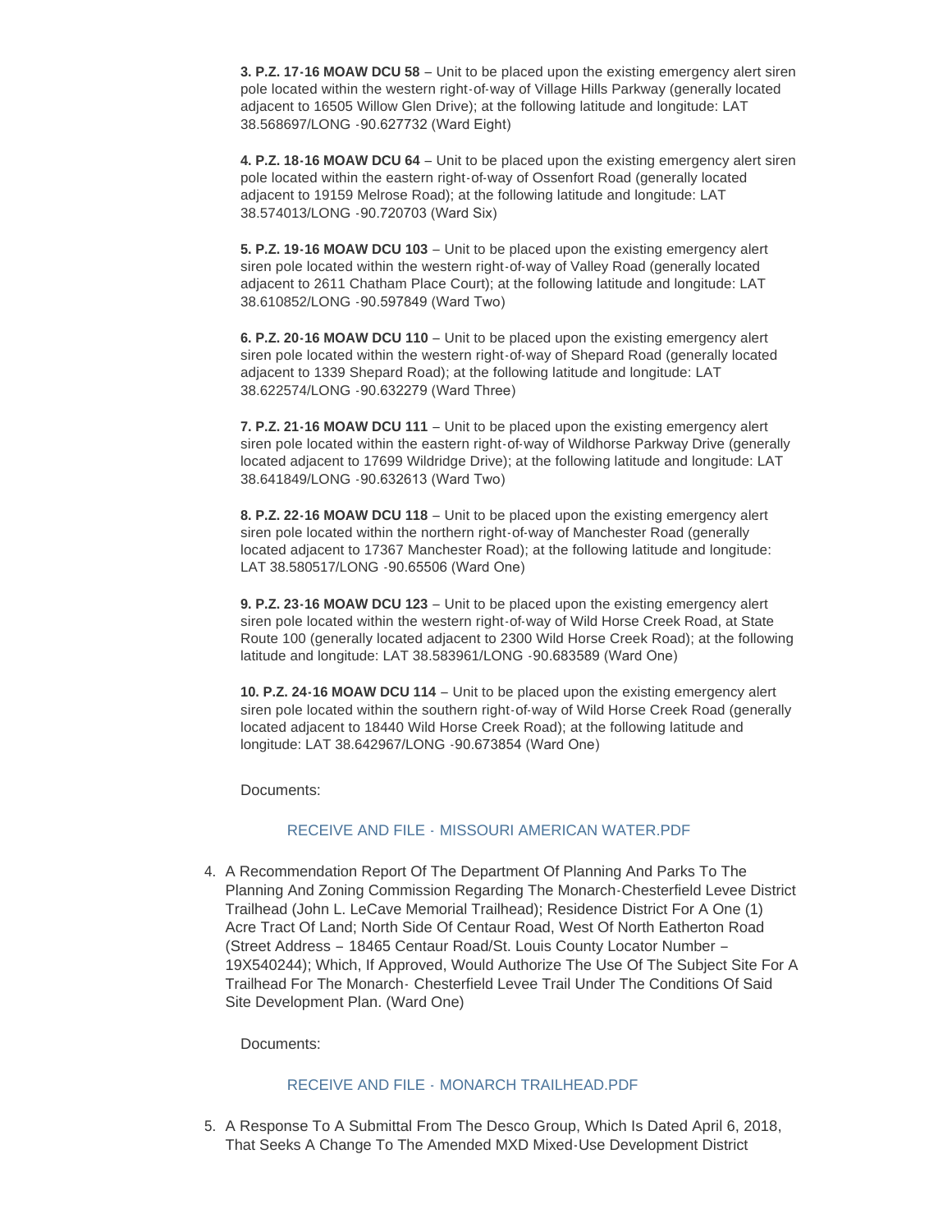**3. P.Z. 17-16 MOAW DCU 58** – Unit to be placed upon the existing emergency alert siren pole located within the western right-of-way of Village Hills Parkway (generally located adjacent to 16505 Willow Glen Drive); at the following latitude and longitude: LAT 38.568697/LONG -90.627732 (Ward Eight)

**4. P.Z. 18-16 MOAW DCU 64** – Unit to be placed upon the existing emergency alert siren pole located within the eastern right-of-way of Ossenfort Road (generally located adjacent to 19159 Melrose Road); at the following latitude and longitude: LAT 38.574013/LONG -90.720703 (Ward Six)

**5. P.Z. 19-16 MOAW DCU 103** – Unit to be placed upon the existing emergency alert siren pole located within the western right-of-way of Valley Road (generally located adjacent to 2611 Chatham Place Court); at the following latitude and longitude: LAT 38.610852/LONG -90.597849 (Ward Two)

**6. P.Z. 20-16 MOAW DCU 110** – Unit to be placed upon the existing emergency alert siren pole located within the western right-of-way of Shepard Road (generally located adjacent to 1339 Shepard Road); at the following latitude and longitude: LAT 38.622574/LONG -90.632279 (Ward Three)

**7. P.Z. 21-16 MOAW DCU 111** – Unit to be placed upon the existing emergency alert siren pole located within the eastern right-of-way of Wildhorse Parkway Drive (generally located adjacent to 17699 Wildridge Drive); at the following latitude and longitude: LAT 38.641849/LONG -90.632613 (Ward Two)

**8. P.Z. 22-16 MOAW DCU 118** – Unit to be placed upon the existing emergency alert siren pole located within the northern right-of-way of Manchester Road (generally located adjacent to 17367 Manchester Road); at the following latitude and longitude: LAT 38.580517/LONG -90.65506 (Ward One)

**9. P.Z. 23-16 MOAW DCU 123** – Unit to be placed upon the existing emergency alert siren pole located within the western right-of-way of Wild Horse Creek Road, at State Route 100 (generally located adjacent to 2300 Wild Horse Creek Road); at the following latitude and longitude: LAT 38.583961/LONG -90.683589 (Ward One)

**10. P.Z. 24-16 MOAW DCU 114** – Unit to be placed upon the existing emergency alert siren pole located within the southern right-of-way of Wild Horse Creek Road (generally located adjacent to 18440 Wild Horse Creek Road); at the following latitude and longitude: LAT 38.642967/LONG -90.673854 (Ward One)

Documents:

RECEIVE AND FILE - MISSOURI AMERICAN WATER.PDF

4. A Recommendation Report Of The Department Of Planning And Parks To The Planning And Zoning Commission Regarding The Monarch-Chesterfield Levee District Trailhead (John L. LeCave Memorial Trailhead); Residence District For A One (1) Acre Tract Of Land; North Side Of Centaur Road, West Of North Eatherton Road (Street Address – 18465 Centaur Road/St. Louis County Locator Number – 19X540244); Which, If Approved, Would Authorize The Use Of The Subject Site For A Trailhead For The Monarch- Chesterfield Levee Trail Under The Conditions Of Said Site Development Plan. (Ward One)

   Documents:

   RECEIVE AND FILE - MONARCH TRAILHEAD.PDF

5. A Response To A Submittal From The Desco Group, Which Is Dated April 6, 2018, That Seeks A Change To The Amended MXD Mixed-Use Development District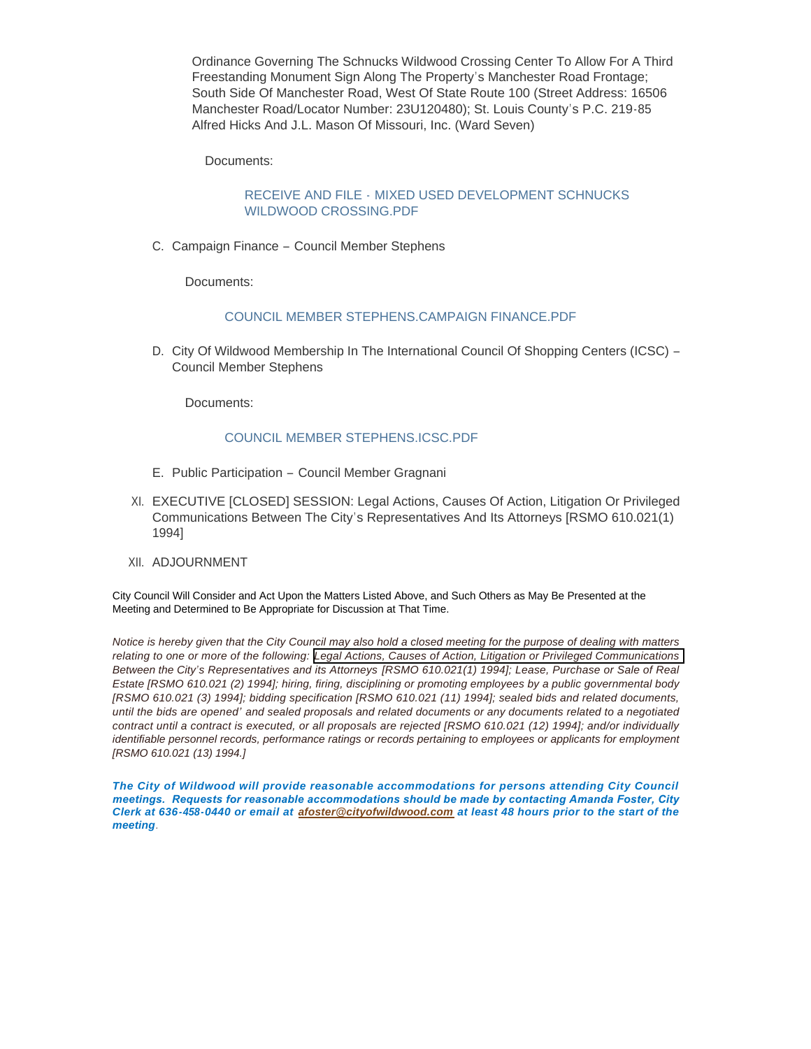Ordinance Governing The Schnucks Wildwood Crossing Center To Allow For A Third Freestanding Monument Sign Along The Property's Manchester Road Frontage; South Side Of Manchester Road, West Of State Route 100 (Street Address: 16506 Manchester Road/Locator Number: 23U120480); St. Louis County's P.C. 219-85 Alfred Hicks And J.L. Mason Of Missouri, Inc. (Ward Seven)

Documents:

RECEIVE AND FILE - MIXED USED DEVELOPMENT SCHNUCKS WILDWOOD CROSSING.PDF

C. Campaign Finance – Council Member Stephens

Documents:

COUNCIL MEMBER STEPHENS.CAMPAIGN FINANCE.PDF

D. City Of Wildwood Membership In The International Council Of Shopping Centers (ICSC) – Council Member Stephens

Documents:

COUNCIL MEMBER STEPHENS.ICSC.PDF

E. Public Participation – Council Member Gragnani

XI. EXECUTIVE [CLOSED] SESSION: Legal Actions, Causes Of Action, Litigation Or Privileged Communications Between The City's Representatives And Its Attorneys [RSMO 610.021(1) 1994]

XII. ADJOURNMENT

City Council Will Consider and Act Upon the Matters Listed Above, and Such Others as May Be Presented at the Meeting and Determined to Be Appropriate for Discussion at That Time.

*Notice is hereby given that the City Council may also hold a closed meeting for the purpose of dealing with matters relating to one or more of the following: Legal Actions, Causes of Action, Litigation or Privileged Communications Between the City's Representatives and its Attorneys [RSMO 610.021(1) 1994]; Lease, Purchase or Sale of Real Estate [RSMO 610.021 (2) 1994]; hiring, firing, disciplining or promoting employees by a public governmental body [RSMO 610.021 (3) 1994]; bidding specification [RSMO 610.021 (11) 1994]; sealed bids and related documents, until the bids are opened' and sealed proposals and related documents or any documents related to a negotiated contract until a contract is executed, or all proposals are rejected [RSMO 610.021 (12) 1994]; and/or individually identifiable personnel records, performance ratings or records pertaining to employees or applicants for employment [RSMO 610.021 (13) 1994.]*

***The City of Wildwood will provide reasonable accommodations for persons attending City Council meetings. Requests for reasonable accommodations should be made by contacting Amanda Foster, City Clerk at 636-458-0440 or email at afoster@cityofwildwood.com at least 48 hours prior to the start of the meeting.***